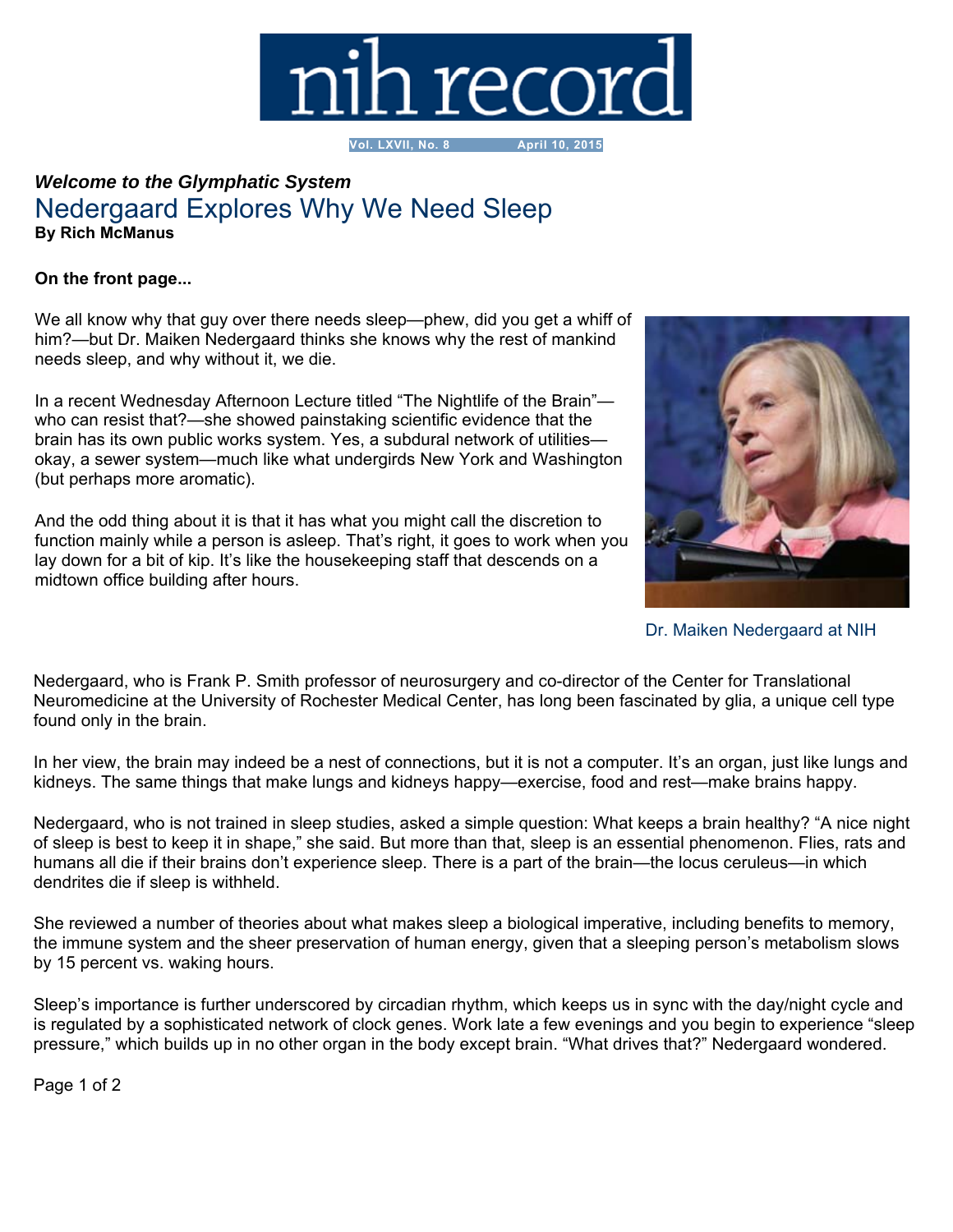# nih record

Vol. LXVII, No. 8 April 10, 2015

***Welcome to the Glymphatic System***

## Nedergaard Explores Why We Need Sleep

**By Rich McManus**

**On the front page...**

We all know why that guy over there needs sleep—phew, did you get a whiff of him?—but Dr. Maiken Nedergaard thinks she knows why the rest of mankind needs sleep, and why without it, we die.

In a recent Wednesday Afternoon Lecture titled "The Nightlife of the Brain"—who can resist that?—she showed painstaking scientific evidence that the brain has its own public works system. Yes, a subdural network of utilities—okay, a sewer system—much like what undergirds New York and Washington (but perhaps more aromatic).

And the odd thing about it is that it has what you might call the discretion to function mainly while a person is asleep. That's right, it goes to work when you lay down for a bit of kip. It's like the housekeeping staff that descends on a midtown office building after hours.

Dr. Maiken Nedergaard at NIH

Nedergaard, who is Frank P. Smith professor of neurosurgery and co-director of the Center for Translational Neuromedicine at the University of Rochester Medical Center, has long been fascinated by glia, a unique cell type found only in the brain.

In her view, the brain may indeed be a nest of connections, but it is not a computer. It's an organ, just like lungs and kidneys. The same things that make lungs and kidneys happy—exercise, food and rest—make brains happy.

Nedergaard, who is not trained in sleep studies, asked a simple question: What keeps a brain healthy? "A nice night of sleep is best to keep it in shape," she said. But more than that, sleep is an essential phenomenon. Flies, rats and humans all die if their brains don't experience sleep. There is a part of the brain—the locus ceruleus—in which dendrites die if sleep is withheld.

She reviewed a number of theories about what makes sleep a biological imperative, including benefits to memory, the immune system and the sheer preservation of human energy, given that a sleeping person's metabolism slows by 15 percent vs. waking hours.

Sleep's importance is further underscored by circadian rhythm, which keeps us in sync with the day/night cycle and is regulated by a sophisticated network of clock genes. Work late a few evenings and you begin to experience "sleep pressure," which builds up in no other organ in the body except brain. "What drives that?" Nedergaard wondered.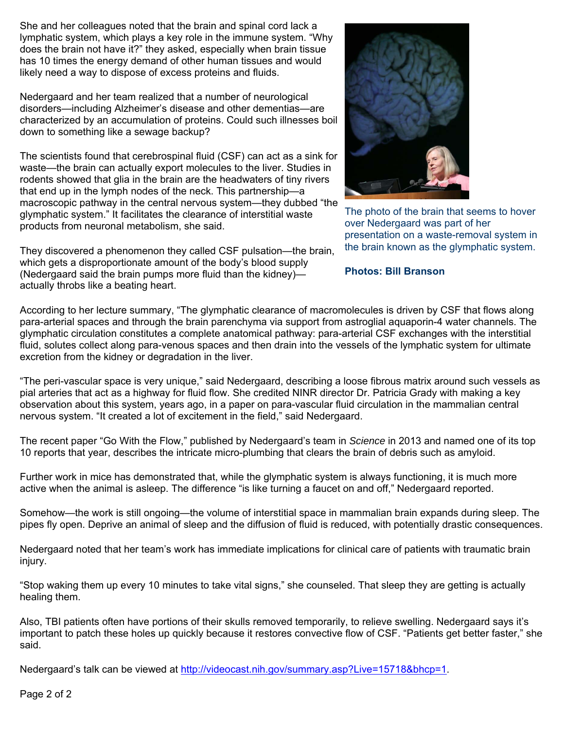She and her colleagues noted that the brain and spinal cord lack a lymphatic system, which plays a key role in the immune system. "Why does the brain not have it?" they asked, especially when brain tissue has 10 times the energy demand of other human tissues and would likely need a way to dispose of excess proteins and fluids.

Nedergaard and her team realized that a number of neurological disorders—including Alzheimer's disease and other dementias—are characterized by an accumulation of proteins. Could such illnesses boil down to something like a sewage backup?

The scientists found that cerebrospinal fluid (CSF) can act as a sink for waste—the brain can actually export molecules to the liver. Studies in rodents showed that glia in the brain are the headwaters of tiny rivers that end up in the lymph nodes of the neck. This partnership—a macroscopic pathway in the central nervous system—they dubbed "the glymphatic system." It facilitates the clearance of interstitial waste products from neuronal metabolism, she said.

They discovered a phenomenon they called CSF pulsation—the brain, which gets a disproportionate amount of the body's blood supply (Nedergaard said the brain pumps more fluid than the kidney)—actually throbs like a beating heart.

The photo of the brain that seems to hover over Nedergaard was part of her presentation on a waste-removal system in the brain known as the glymphatic system.

**Photos: Bill Branson**

According to her lecture summary, "The glymphatic clearance of macromolecules is driven by CSF that flows along para-arterial spaces and through the brain parenchyma via support from astroglial aquaporin-4 water channels. The glymphatic circulation constitutes a complete anatomical pathway: para-arterial CSF exchanges with the interstitial fluid, solutes collect along para-venous spaces and then drain into the vessels of the lymphatic system for ultimate excretion from the kidney or degradation in the liver.

"The peri-vascular space is very unique," said Nedergaard, describing a loose fibrous matrix around such vessels as pial arteries that act as a highway for fluid flow. She credited NINR director Dr. Patricia Grady with making a key observation about this system, years ago, in a paper on para-vascular fluid circulation in the mammalian central nervous system. "It created a lot of excitement in the field," said Nedergaard.

The recent paper "Go With the Flow," published by Nedergaard's team in *Science* in 2013 and named one of its top 10 reports that year, describes the intricate micro-plumbing that clears the brain of debris such as amyloid.

Further work in mice has demonstrated that, while the glymphatic system is always functioning, it is much more active when the animal is asleep. The difference "is like turning a faucet on and off," Nedergaard reported.

Somehow—the work is still ongoing—the volume of interstitial space in mammalian brain expands during sleep. The pipes fly open. Deprive an animal of sleep and the diffusion of fluid is reduced, with potentially drastic consequences.

Nedergaard noted that her team's work has immediate implications for clinical care of patients with traumatic brain injury.

"Stop waking them up every 10 minutes to take vital signs," she counseled. That sleep they are getting is actually healing them.

Also, TBI patients often have portions of their skulls removed temporarily, to relieve swelling. Nedergaard says it's important to patch these holes up quickly because it restores convective flow of CSF. "Patients get better faster," she said.

Nedergaard's talk can be viewed at http://videocast.nih.gov/summary.asp?Live=15718&bhcp=1.